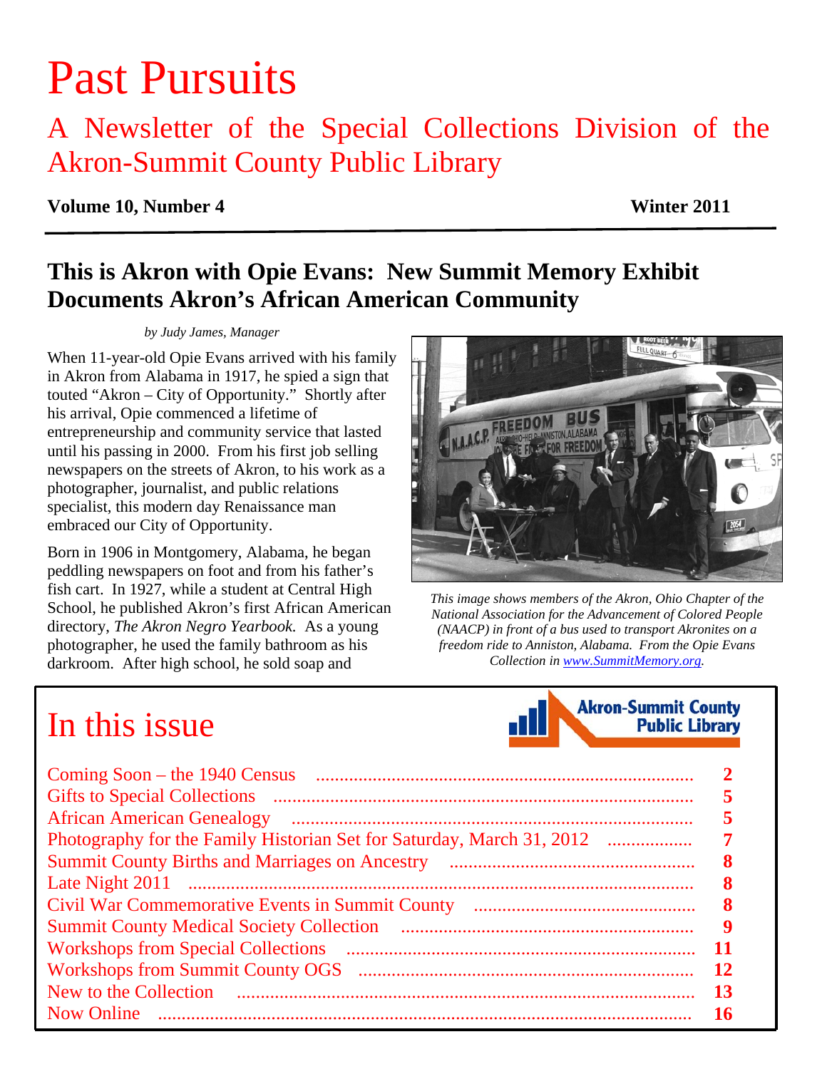# Past Pursuits

## A Newsletter of the Special Collections Division of the Akron-Summit County Public Library

**Volume 10, Number 4** **Winter 2011**

## This is Akron with Opie Evans: New Summit Memory Exhibit Documents Akron's African American Community

*by Judy James, Manager*

When 11-year-old Opie Evans arrived with his family in Akron from Alabama in 1917, he spied a sign that touted "Akron – City of Opportunity." Shortly after his arrival, Opie commenced a lifetime of entrepreneurship and community service that lasted until his passing in 2000. From his first job selling newspapers on the streets of Akron, to his work as a photographer, journalist, and public relations specialist, this modern day Renaissance man embraced our City of Opportunity.

Born in 1906 in Montgomery, Alabama, he began peddling newspapers on foot and from his father's fish cart. In 1927, while a student at Central High School, he published Akron's first African American directory, *The Akron Negro Yearbook.* As a young photographer, he used the family bathroom as his darkroom. After high school, he sold soap and

*This image shows members of the Akron, Ohio Chapter of the National Association for the Advancement of Colored People (NAACP) in front of a bus used to transport Akronites on a freedom ride to Anniston, Alabama. From the Opie Evans Collection in www.SummitMemory.org.*

## In this issue

| | |
|---|---|
| Coming Soon – the 1940 Census | 2 |
| Gifts to Special Collections | 5 |
| African American Genealogy | 5 |
| Photography for the Family Historian Set for Saturday, March 31, 2012 | 7 |
| Summit County Births and Marriages on Ancestry | 8 |
| Late Night 2011 | 8 |
| Civil War Commemorative Events in Summit County | 8 |
| Summit County Medical Society Collection | 9 |
| Workshops from Special Collections | 11 |
| Workshops from Summit County OGS | 12 |
| New to the Collection | 13 |
| Now Online | 16 |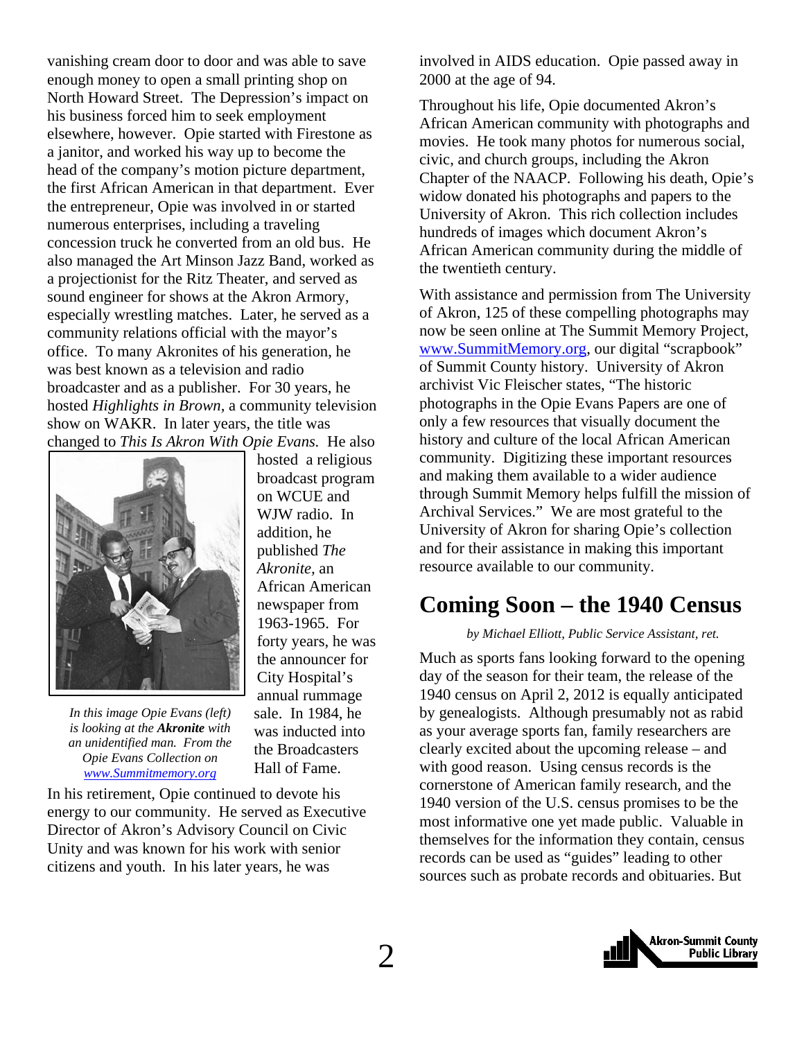vanishing cream door to door and was able to save enough money to open a small printing shop on North Howard Street. The Depression's impact on his business forced him to seek employment elsewhere, however. Opie started with Firestone as a janitor, and worked his way up to become the head of the company's motion picture department, the first African American in that department. Ever the entrepreneur, Opie was involved in or started numerous enterprises, including a traveling concession truck he converted from an old bus. He also managed the Art Minson Jazz Band, worked as a projectionist for the Ritz Theater, and served as sound engineer for shows at the Akron Armory, especially wrestling matches. Later, he served as a community relations official with the mayor's office. To many Akronites of his generation, he was best known as a television and radio broadcaster and as a publisher. For 30 years, he hosted *Highlights in Brown,* a community television show on WAKR. In later years, the title was changed to *This Is Akron With Opie Evans.* He also hosted a religious broadcast program on WCUE and WJW radio. In addition, he published *The Akronite,* an African American newspaper from 1963-1965. For forty years, he was the announcer for City Hospital's annual rummage sale. In 1984, he was inducted into the Broadcasters Hall of Fame.

*In this image Opie Evans (left) is looking at the* ***Akronite*** *with an unidentified man. From the Opie Evans Collection on [www.Summitmemory.org](http://www.Summitmemory.org)*

In his retirement, Opie continued to devote his energy to our community. He served as Executive Director of Akron's Advisory Council on Civic Unity and was known for his work with senior citizens and youth. In his later years, he was involved in AIDS education. Opie passed away in 2000 at the age of 94.

Throughout his life, Opie documented Akron's African American community with photographs and movies. He took many photos for numerous social, civic, and church groups, including the Akron Chapter of the NAACP. Following his death, Opie's widow donated his photographs and papers to the University of Akron. This rich collection includes hundreds of images which document Akron's African American community during the middle of the twentieth century.

With assistance and permission from The University of Akron, 125 of these compelling photographs may now be seen online at The Summit Memory Project, [www.SummitMemory.org](http://www.SummitMemory.org), our digital "scrapbook" of Summit County history. University of Akron archivist Vic Fleischer states, "The historic photographs in the Opie Evans Papers are one of only a few resources that visually document the history and culture of the local African American community. Digitizing these important resources and making them available to a wider audience through Summit Memory helps fulfill the mission of Archival Services." We are most grateful to the University of Akron for sharing Opie's collection and for their assistance in making this important resource available to our community.

# Coming Soon – the 1940 Census

*by Michael Elliott, Public Service Assistant, ret.*

Much as sports fans looking forward to the opening day of the season for their team, the release of the 1940 census on April 2, 2012 is equally anticipated by genealogists. Although presumably not as rabid as your average sports fan, family researchers are clearly excited about the upcoming release – and with good reason. Using census records is the cornerstone of American family research, and the 1940 version of the U.S. census promises to be the most informative one yet made public. Valuable in themselves for the information they contain, census records can be used as "guides" leading to other sources such as probate records and obituaries. But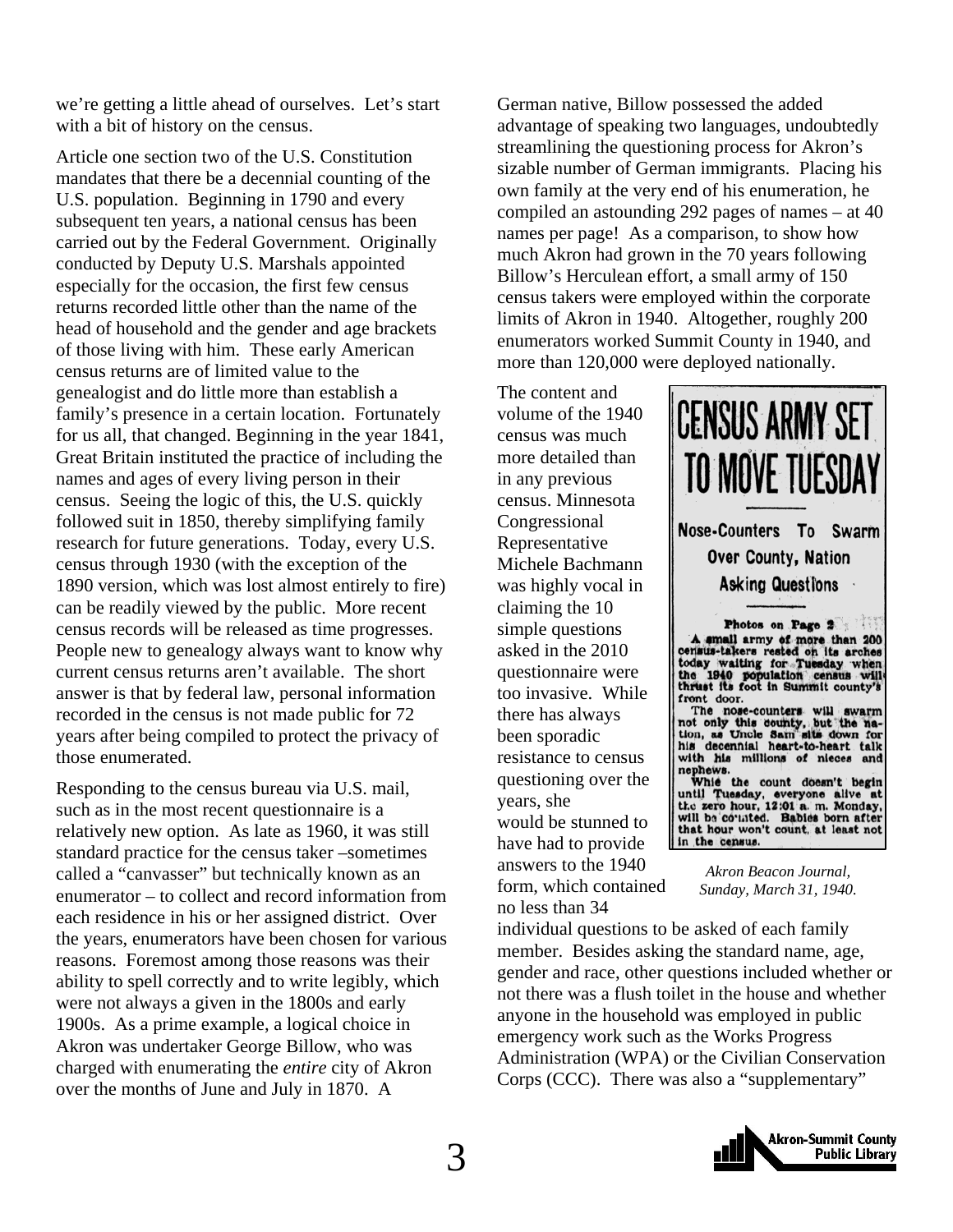we're getting a little ahead of ourselves. Let's start with a bit of history on the census.

Article one section two of the U.S. Constitution mandates that there be a decennial counting of the U.S. population. Beginning in 1790 and every subsequent ten years, a national census has been carried out by the Federal Government. Originally conducted by Deputy U.S. Marshals appointed especially for the occasion, the first few census returns recorded little other than the name of the head of household and the gender and age brackets of those living with him. These early American census returns are of limited value to the genealogist and do little more than establish a family's presence in a certain location. Fortunately for us all, that changed. Beginning in the year 1841, Great Britain instituted the practice of including the names and ages of every living person in their census. Seeing the logic of this, the U.S. quickly followed suit in 1850, thereby simplifying family research for future generations. Today, every U.S. census through 1930 (with the exception of the 1890 version, which was lost almost entirely to fire) can be readily viewed by the public. More recent census records will be released as time progresses. People new to genealogy always want to know why current census returns aren't available. The short answer is that by federal law, personal information recorded in the census is not made public for 72 years after being compiled to protect the privacy of those enumerated.

Responding to the census bureau via U.S. mail, such as in the most recent questionnaire is a relatively new option. As late as 1960, it was still standard practice for the census taker –sometimes called a "canvasser" but technically known as an enumerator – to collect and record information from each residence in his or her assigned district. Over the years, enumerators have been chosen for various reasons. Foremost among those reasons was their ability to spell correctly and to write legibly, which were not always a given in the 1800s and early 1900s. As a prime example, a logical choice in Akron was undertaker George Billow, who was charged with enumerating the *entire* city of Akron over the months of June and July in 1870. A German native, Billow possessed the added advantage of speaking two languages, undoubtedly streamlining the questioning process for Akron's sizable number of German immigrants. Placing his own family at the very end of his enumeration, he compiled an astounding 292 pages of names – at 40 names per page! As a comparison, to show how much Akron had grown in the 70 years following Billow's Herculean effort, a small army of 150 census takers were employed within the corporate limits of Akron in 1940. Altogether, roughly 200 enumerators worked Summit County in 1940, and more than 120,000 were deployed nationally.

The content and volume of the 1940 census was much more detailed than in any previous census. Minnesota Congressional Representative Michele Bachmann was highly vocal in claiming the 10 simple questions asked in the 2010 questionnaire were too invasive. While there has always been sporadic resistance to census questioning over the years, she would be stunned to have had to provide answers to the 1940 form, which contained no less than 34 individual questions to be asked of each family member. Besides asking the standard name, age, gender and race, other questions included whether or not there was a flush toilet in the house and whether anyone in the household was employed in public emergency work such as the Works Progress Administration (WPA) or the Civilian Conservation Corps (CCC). There was also a "supplementary"

> **CENSUS ARMY SET TO MOVE TUESDAY**
>
> **Nose-Counters To Swarm Over County, Nation Asking Questions**
>
> **Photos on Page 2**
>
> A small army of more than 200 census-takers rested on its arches today waiting for Tuesday when the 1940 population census will thrust its foot in Summit county's front door.
>
> The nose-counters will swarm not only this county, but the nation, as Uncle Sam sits down for his decennial heart-to-heart talk with his millions of nieces and nephews.
>
> While the count doesn't begin until Tuesday, everyone alive at the zero hour, 12:01 a. m. Monday, will be counted. Babies born after that hour won't count, at least not in the census.

*Akron Beacon Journal, Sunday, March 31, 1940.*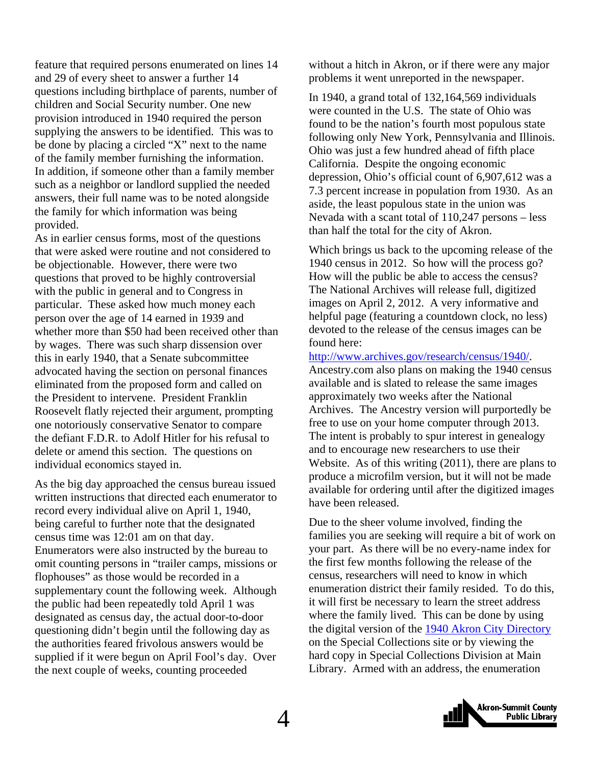feature that required persons enumerated on lines 14 and 29 of every sheet to answer a further 14 questions including birthplace of parents, number of children and Social Security number. One new provision introduced in 1940 required the person supplying the answers to be identified. This was to be done by placing a circled "X" next to the name of the family member furnishing the information. In addition, if someone other than a family member such as a neighbor or landlord supplied the needed answers, their full name was to be noted alongside the family for which information was being provided.

As in earlier census forms, most of the questions that were asked were routine and not considered to be objectionable. However, there were two questions that proved to be highly controversial with the public in general and to Congress in particular. These asked how much money each person over the age of 14 earned in 1939 and whether more than $50 had been received other than by wages. There was such sharp dissension over this in early 1940, that a Senate subcommittee advocated having the section on personal finances eliminated from the proposed form and called on the President to intervene. President Franklin Roosevelt flatly rejected their argument, prompting one notoriously conservative Senator to compare the defiant F.D.R. to Adolf Hitler for his refusal to delete or amend this section. The questions on individual economics stayed in.

As the big day approached the census bureau issued written instructions that directed each enumerator to record every individual alive on April 1, 1940, being careful to further note that the designated census time was 12:01 am on that day. Enumerators were also instructed by the bureau to omit counting persons in "trailer camps, missions or flophouses" as those would be recorded in a supplementary count the following week. Although the public had been repeatedly told April 1 was designated as census day, the actual door-to-door questioning didn't begin until the following day as the authorities feared frivolous answers would be supplied if it were begun on April Fool's day. Over the next couple of weeks, counting proceeded without a hitch in Akron, or if there were any major problems it went unreported in the newspaper.

In 1940, a grand total of 132,164,569 individuals were counted in the U.S. The state of Ohio was found to be the nation's fourth most populous state following only New York, Pennsylvania and Illinois. Ohio was just a few hundred ahead of fifth place California. Despite the ongoing economic depression, Ohio's official count of 6,907,612 was a 7.3 percent increase in population from 1930. As an aside, the least populous state in the union was Nevada with a scant total of 110,247 persons – less than half the total for the city of Akron.

Which brings us back to the upcoming release of the 1940 census in 2012. So how will the process go? How will the public be able to access the census? The National Archives will release full, digitized images on April 2, 2012. A very informative and helpful page (featuring a countdown clock, no less) devoted to the release of the census images can be found here:
[http://www.archives.gov/research/census/1940/](http://www.archives.gov/research/census/1940/).
Ancestry.com also plans on making the 1940 census available and is slated to release the same images approximately two weeks after the National Archives. The Ancestry version will purportedly be free to use on your home computer through 2013. The intent is probably to spur interest in genealogy and to encourage new researchers to use their Website. As of this writing (2011), there are plans to produce a microfilm version, but it will not be made available for ordering until after the digitized images have been released.

Due to the sheer volume involved, finding the families you are seeking will require a bit of work on your part. As there will be no every-name index for the first few months following the release of the census, researchers will need to know in which enumeration district their family resided. To do this, it will first be necessary to learn the street address where the family lived. This can be done by using the digital version of the 1940 Akron City Directory on the Special Collections site or by viewing the hard copy in Special Collections Division at Main Library. Armed with an address, the enumeration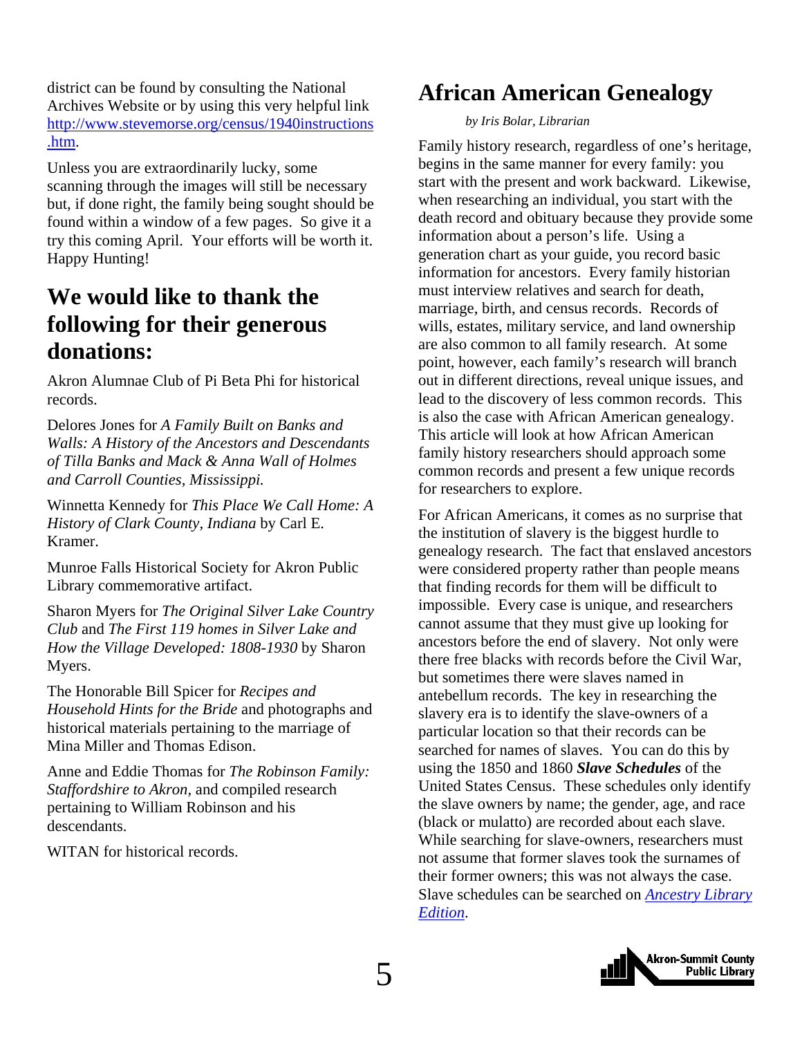district can be found by consulting the National Archives Website or by using this very helpful link http://www.stevemorse.org/census/1940instructions.htm.

Unless you are extraordinarily lucky, some scanning through the images will still be necessary but, if done right, the family being sought should be found within a window of a few pages. So give it a try this coming April. Your efforts will be worth it. Happy Hunting!

## We would like to thank the following for their generous donations:

Akron Alumnae Club of Pi Beta Phi for historical records.

Delores Jones for *A Family Built on Banks and Walls: A History of the Ancestors and Descendants of Tilla Banks and Mack & Anna Wall of Holmes and Carroll Counties, Mississippi.*

Winnetta Kennedy for *This Place We Call Home: A History of Clark County, Indiana* by Carl E. Kramer.

Munroe Falls Historical Society for Akron Public Library commemorative artifact.

Sharon Myers for *The Original Silver Lake Country Club* and *The First 119 homes in Silver Lake and How the Village Developed: 1808-1930* by Sharon Myers.

The Honorable Bill Spicer for *Recipes and Household Hints for the Bride* and photographs and historical materials pertaining to the marriage of Mina Miller and Thomas Edison.

Anne and Eddie Thomas for *The Robinson Family: Staffordshire to Akron*, and compiled research pertaining to William Robinson and his descendants.

WITAN for historical records.

## African American Genealogy

*by Iris Bolar, Librarian*

Family history research, regardless of one's heritage, begins in the same manner for every family: you start with the present and work backward. Likewise, when researching an individual, you start with the death record and obituary because they provide some information about a person's life. Using a generation chart as your guide, you record basic information for ancestors. Every family historian must interview relatives and search for death, marriage, birth, and census records. Records of wills, estates, military service, and land ownership are also common to all family research. At some point, however, each family's research will branch out in different directions, reveal unique issues, and lead to the discovery of less common records. This is also the case with African American genealogy. This article will look at how African American family history researchers should approach some common records and present a few unique records for researchers to explore.

For African Americans, it comes as no surprise that the institution of slavery is the biggest hurdle to genealogy research. The fact that enslaved ancestors were considered property rather than people means that finding records for them will be difficult to impossible. Every case is unique, and researchers cannot assume that they must give up looking for ancestors before the end of slavery. Not only were there free blacks with records before the Civil War, but sometimes there were slaves named in antebellum records. The key in researching the slavery era is to identify the slave-owners of a particular location so that their records can be searched for names of slaves. You can do this by using the 1850 and 1860 ***Slave Schedules*** of the United States Census. These schedules only identify the slave owners by name; the gender, age, and race (black or mulatto) are recorded about each slave. While searching for slave-owners, researchers must not assume that former slaves took the surnames of their former owners; this was not always the case. Slave schedules can be searched on *Ancestry Library Edition*.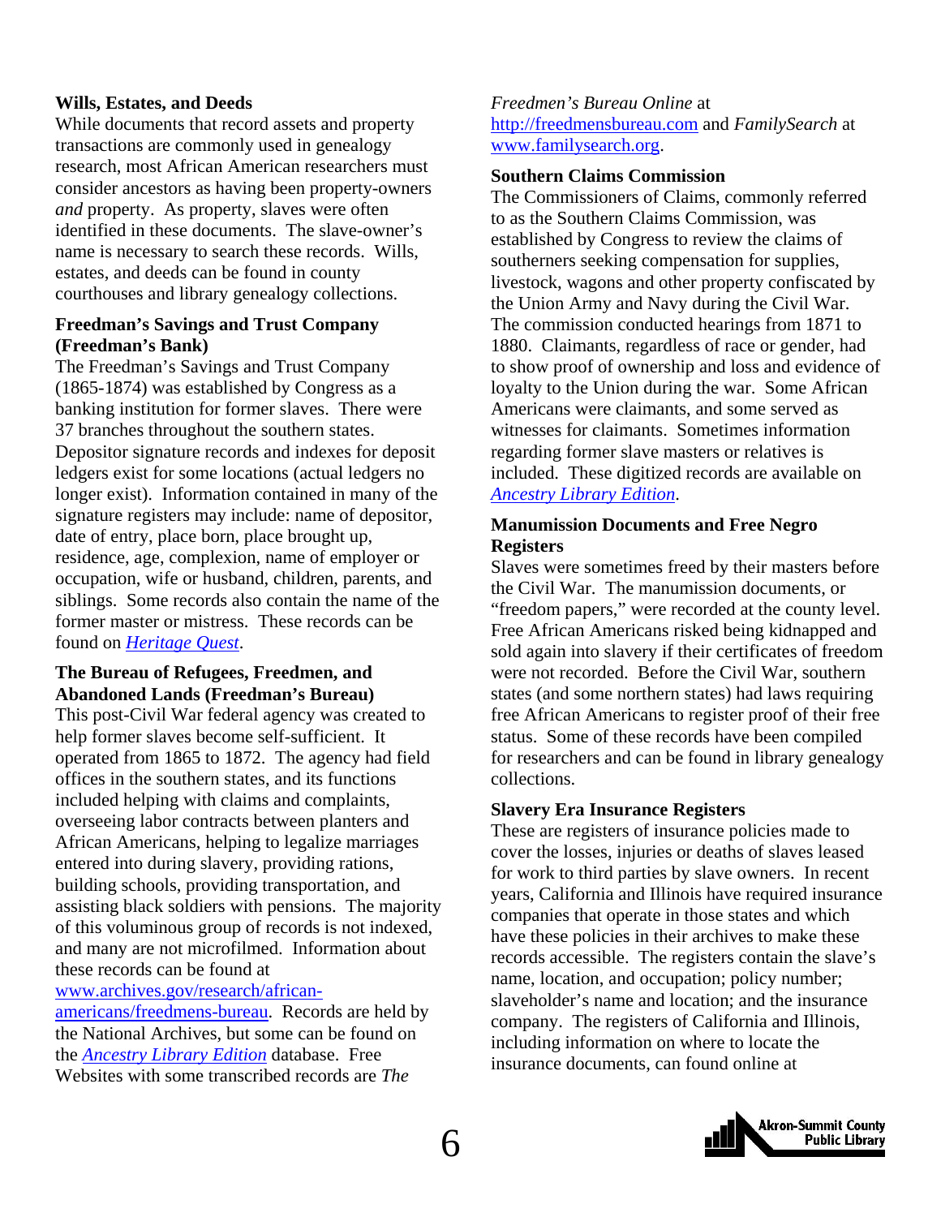**Wills, Estates, and Deeds**

While documents that record assets and property transactions are commonly used in genealogy research, most African American researchers must consider ancestors as having been property-owners *and* property. As property, slaves were often identified in these documents. The slave-owner's name is necessary to search these records. Wills, estates, and deeds can be found in county courthouses and library genealogy collections.

**Freedman's Savings and Trust Company (Freedman's Bank)**

The Freedman's Savings and Trust Company (1865-1874) was established by Congress as a banking institution for former slaves. There were 37 branches throughout the southern states. Depositor signature records and indexes for deposit ledgers exist for some locations (actual ledgers no longer exist). Information contained in many of the signature registers may include: name of depositor, date of entry, place born, place brought up, residence, age, complexion, name of employer or occupation, wife or husband, children, parents, and siblings. Some records also contain the name of the former master or mistress. These records can be found on *Heritage Quest*.

**The Bureau of Refugees, Freedmen, and Abandoned Lands (Freedman's Bureau)**

This post-Civil War federal agency was created to help former slaves become self-sufficient. It operated from 1865 to 1872. The agency had field offices in the southern states, and its functions included helping with claims and complaints, overseeing labor contracts between planters and African Americans, helping to legalize marriages entered into during slavery, providing rations, building schools, providing transportation, and assisting black soldiers with pensions. The majority of this voluminous group of records is not indexed, and many are not microfilmed. Information about these records can be found at www.archives.gov/research/african-americans/freedmens-bureau. Records are held by the National Archives, but some can be found on the *Ancestry Library Edition* database. Free Websites with some transcribed records are *The Freedmen's Bureau Online* at http://freedmensbureau.com and *FamilySearch* at www.familysearch.org.

**Southern Claims Commission**

The Commissioners of Claims, commonly referred to as the Southern Claims Commission, was established by Congress to review the claims of southerners seeking compensation for supplies, livestock, wagons and other property confiscated by the Union Army and Navy during the Civil War. The commission conducted hearings from 1871 to 1880. Claimants, regardless of race or gender, had to show proof of ownership and loss and evidence of loyalty to the Union during the war. Some African Americans were claimants, and some served as witnesses for claimants. Sometimes information regarding former slave masters or relatives is included. These digitized records are available on *Ancestry Library Edition*.

**Manumission Documents and Free Negro Registers**

Slaves were sometimes freed by their masters before the Civil War. The manumission documents, or "freedom papers," were recorded at the county level. Free African Americans risked being kidnapped and sold again into slavery if their certificates of freedom were not recorded. Before the Civil War, southern states (and some northern states) had laws requiring free African Americans to register proof of their free status. Some of these records have been compiled for researchers and can be found in library genealogy collections.

**Slavery Era Insurance Registers**

These are registers of insurance policies made to cover the losses, injuries or deaths of slaves leased for work to third parties by slave owners. In recent years, California and Illinois have required insurance companies that operate in those states and which have these policies in their archives to make these records accessible. The registers contain the slave's name, location, and occupation; policy number; slaveholder's name and location; and the insurance company. The registers of California and Illinois, including information on where to locate the insurance documents, can found online at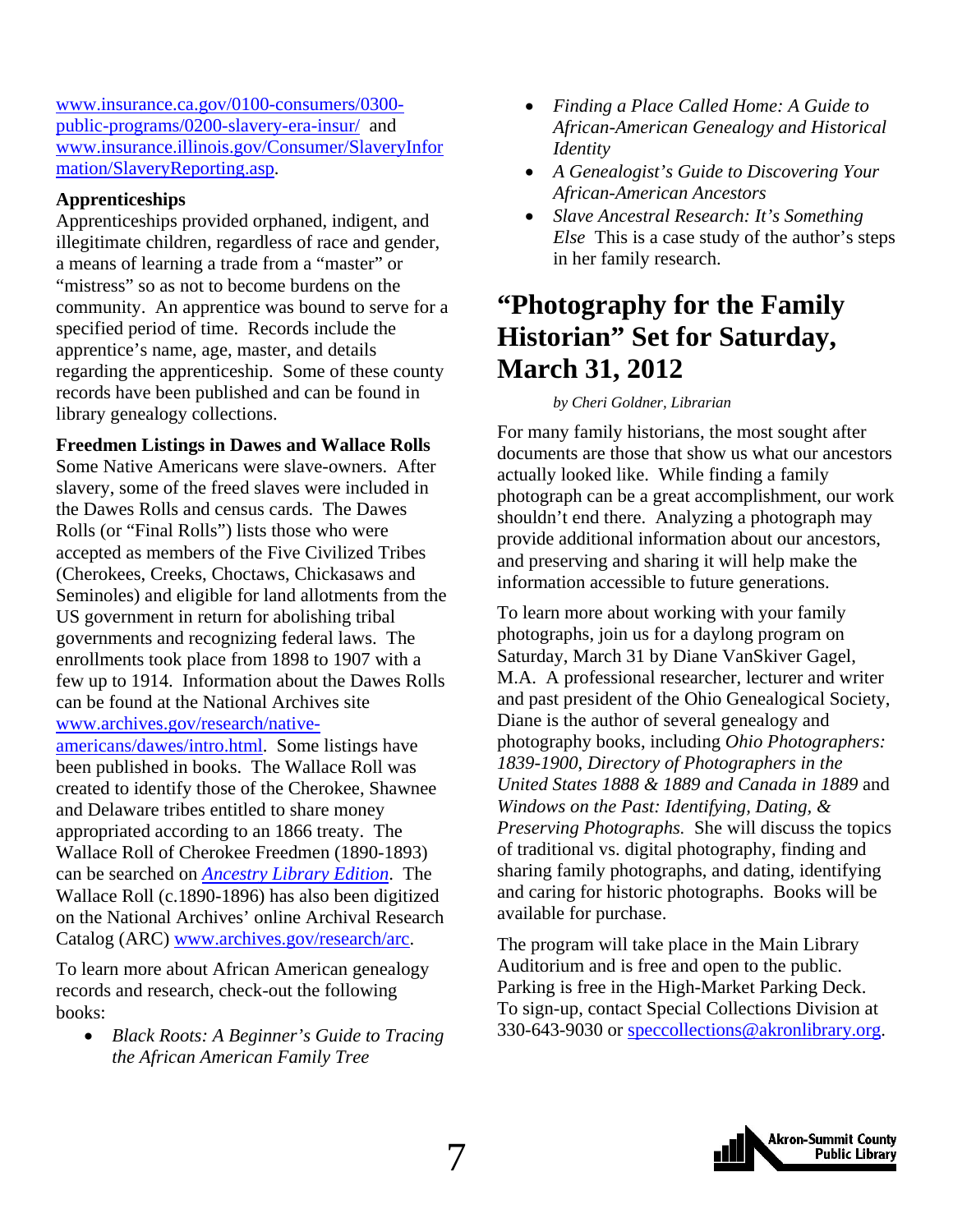www.insurance.ca.gov/0100-consumers/0300-public-programs/0200-slavery-era-insur/ and www.insurance.illinois.gov/Consumer/SlaveryInformation/SlaveryReporting.asp.

**Apprenticeships**

Apprenticeships provided orphaned, indigent, and illegitimate children, regardless of race and gender, a means of learning a trade from a "master" or "mistress" so as not to become burdens on the community. An apprentice was bound to serve for a specified period of time. Records include the apprentice's name, age, master, and details regarding the apprenticeship. Some of these county records have been published and can be found in library genealogy collections.

**Freedmen Listings in Dawes and Wallace Rolls**

Some Native Americans were slave-owners. After slavery, some of the freed slaves were included in the Dawes Rolls and census cards. The Dawes Rolls (or "Final Rolls") lists those who were accepted as members of the Five Civilized Tribes (Cherokees, Creeks, Choctaws, Chickasaws and Seminoles) and eligible for land allotments from the US government in return for abolishing tribal governments and recognizing federal laws. The enrollments took place from 1898 to 1907 with a few up to 1914. Information about the Dawes Rolls can be found at the National Archives site www.archives.gov/research/native-americans/dawes/intro.html. Some listings have been published in books. The Wallace Roll was created to identify those of the Cherokee, Shawnee and Delaware tribes entitled to share money appropriated according to an 1866 treaty. The Wallace Roll of Cherokee Freedmen (1890-1893) can be searched on *Ancestry Library Edition*. The Wallace Roll (c.1890-1896) has also been digitized on the National Archives' online Archival Research Catalog (ARC) www.archives.gov/research/arc.

To learn more about African American genealogy records and research, check-out the following books:

- *Black Roots: A Beginner's Guide to Tracing the African American Family Tree*
- *Finding a Place Called Home: A Guide to African-American Genealogy and Historical Identity*
- *A Genealogist's Guide to Discovering Your African-American Ancestors*
- *Slave Ancestral Research: It's Something Else* This is a case study of the author's steps in her family research.

# "Photography for the Family Historian" Set for Saturday, March 31, 2012

*by Cheri Goldner, Librarian*

For many family historians, the most sought after documents are those that show us what our ancestors actually looked like. While finding a family photograph can be a great accomplishment, our work shouldn't end there. Analyzing a photograph may provide additional information about our ancestors, and preserving and sharing it will help make the information accessible to future generations.

To learn more about working with your family photographs, join us for a daylong program on Saturday, March 31 by Diane VanSkiver Gagel, M.A. A professional researcher, lecturer and writer and past president of the Ohio Genealogical Society, Diane is the author of several genealogy and photography books, including *Ohio Photographers: 1839-1900*, *Directory of Photographers in the United States 1888 & 1889 and Canada in 1889* and *Windows on the Past: Identifying, Dating, & Preserving Photographs.* She will discuss the topics of traditional vs. digital photography, finding and sharing family photographs, and dating, identifying and caring for historic photographs. Books will be available for purchase.

The program will take place in the Main Library Auditorium and is free and open to the public. Parking is free in the High-Market Parking Deck. To sign-up, contact Special Collections Division at 330-643-9030 or speccollections@akronlibrary.org.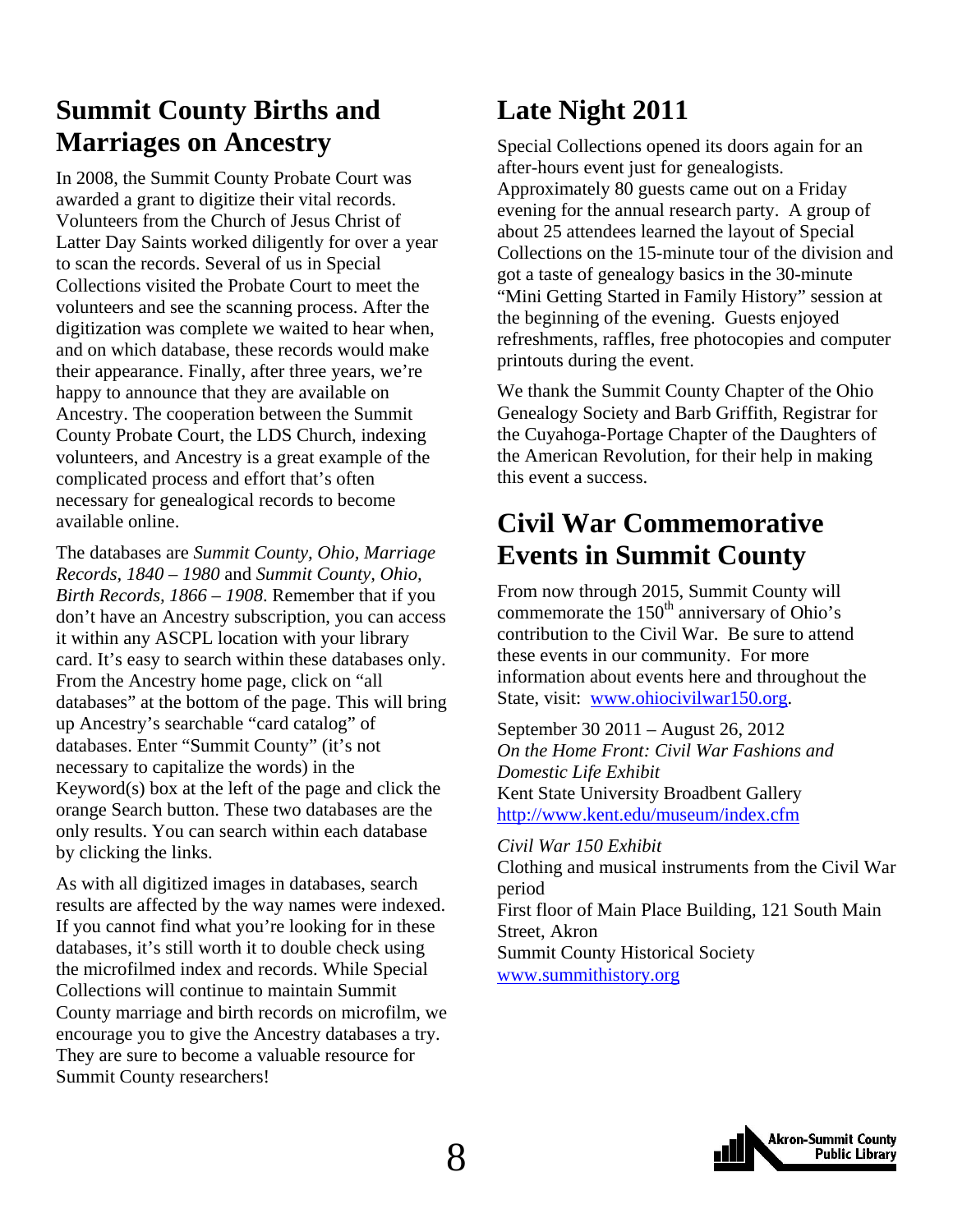## Summit County Births and Marriages on Ancestry

In 2008, the Summit County Probate Court was awarded a grant to digitize their vital records. Volunteers from the Church of Jesus Christ of Latter Day Saints worked diligently for over a year to scan the records. Several of us in Special Collections visited the Probate Court to meet the volunteers and see the scanning process. After the digitization was complete we waited to hear when, and on which database, these records would make their appearance. Finally, after three years, we're happy to announce that they are available on Ancestry. The cooperation between the Summit County Probate Court, the LDS Church, indexing volunteers, and Ancestry is a great example of the complicated process and effort that's often necessary for genealogical records to become available online.

The databases are *Summit County, Ohio, Marriage Records, 1840 – 1980* and *Summit County, Ohio, Birth Records, 1866 – 1908*. Remember that if you don't have an Ancestry subscription, you can access it within any ASCPL location with your library card. It's easy to search within these databases only. From the Ancestry home page, click on "all databases" at the bottom of the page. This will bring up Ancestry's searchable "card catalog" of databases. Enter "Summit County" (it's not necessary to capitalize the words) in the Keyword(s) box at the left of the page and click the orange Search button. These two databases are the only results. You can search within each database by clicking the links.

As with all digitized images in databases, search results are affected by the way names were indexed. If you cannot find what you're looking for in these databases, it's still worth it to double check using the microfilmed index and records. While Special Collections will continue to maintain Summit County marriage and birth records on microfilm, we encourage you to give the Ancestry databases a try. They are sure to become a valuable resource for Summit County researchers!

## Late Night 2011

Special Collections opened its doors again for an after-hours event just for genealogists. Approximately 80 guests came out on a Friday evening for the annual research party. A group of about 25 attendees learned the layout of Special Collections on the 15-minute tour of the division and got a taste of genealogy basics in the 30-minute "Mini Getting Started in Family History" session at the beginning of the evening. Guests enjoyed refreshments, raffles, free photocopies and computer printouts during the event.

We thank the Summit County Chapter of the Ohio Genealogy Society and Barb Griffith, Registrar for the Cuyahoga-Portage Chapter of the Daughters of the American Revolution, for their help in making this event a success.

## Civil War Commemorative Events in Summit County

From now through 2015, Summit County will commemorate the 150th anniversary of Ohio's contribution to the Civil War. Be sure to attend these events in our community. For more information about events here and throughout the State, visit: www.ohiocivilwar150.org.

September 30 2011 – August 26, 2012
*On the Home Front: Civil War Fashions and Domestic Life Exhibit*
Kent State University Broadbent Gallery
http://www.kent.edu/museum/index.cfm

*Civil War 150 Exhibit*
Clothing and musical instruments from the Civil War period
First floor of Main Place Building, 121 South Main Street, Akron
Summit County Historical Society
www.summithistory.org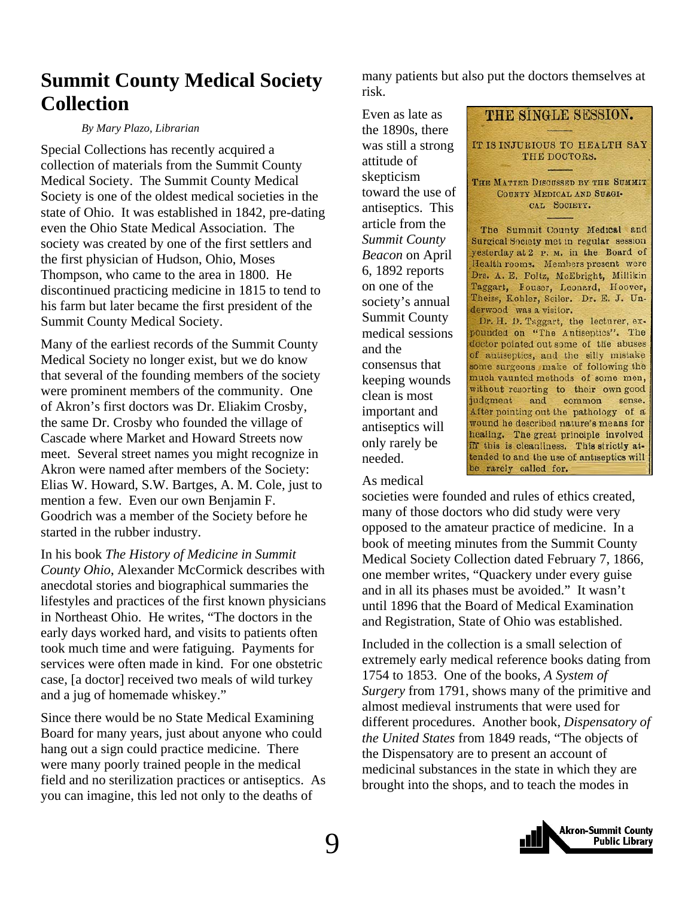# Summit County Medical Society Collection

*By Mary Plazo, Librarian*

Special Collections has recently acquired a collection of materials from the Summit County Medical Society. The Summit County Medical Society is one of the oldest medical societies in the state of Ohio. It was established in 1842, pre-dating even the Ohio State Medical Association. The society was created by one of the first settlers and the first physician of Hudson, Ohio, Moses Thompson, who came to the area in 1800. He discontinued practicing medicine in 1815 to tend to his farm but later became the first president of the Summit County Medical Society.

Many of the earliest records of the Summit County Medical Society no longer exist, but we do know that several of the founding members of the society were prominent members of the community. One of Akron's first doctors was Dr. Eliakim Crosby, the same Dr. Crosby who founded the village of Cascade where Market and Howard Streets now meet. Several street names you might recognize in Akron were named after members of the Society: Elias W. Howard, S.W. Bartges, A. M. Cole, just to mention a few. Even our own Benjamin F. Goodrich was a member of the Society before he started in the rubber industry.

In his book *The History of Medicine in Summit County Ohio*, Alexander McCormick describes with anecdotal stories and biographical summaries the lifestyles and practices of the first known physicians in Northeast Ohio. He writes, "The doctors in the early days worked hard, and visits to patients often took much time and were fatiguing. Payments for services were often made in kind. For one obstetric case, [a doctor] received two meals of wild turkey and a jug of homemade whiskey."

Since there would be no State Medical Examining Board for many years, just about anyone who could hang out a sign could practice medicine. There were many poorly trained people in the medical field and no sterilization practices or antiseptics. As you can imagine, this led not only to the deaths of many patients but also put the doctors themselves at risk.

Even as late as the 1890s, there was still a strong attitude of skepticism toward the use of antiseptics. This article from the *Summit County Beacon* on April 6, 1892 reports on one of the society's annual Summit County medical sessions and the consensus that keeping wounds clean is most important and antiseptics will only rarely be needed.

> **THE SINGLE SESSION.**
>
> IT IS INJURIOUS TO HEALTH SAY THE DOCTORS.
>
> THE MATTER DISCUSSED BY THE SUMMIT COUNTY MEDICAL AND SURGICAL SOCIETY.
>
> The Summit County Medical and Surgical Society met in regular session yesterday at 2 P. M. in the Board of Health rooms. Members present were Drs. A. E. Foltz, McEbright, Millikin Taggart, Fouser, Leonard, Hoover, Theiss, Kohler, Seiler. Dr. E. J. Underwood was a visitor.
>
> Dr. H. D. Taggart, the lecturer, expounded on "The Antiseptics". The doctor pointed out some of the abuses of antiseptics, and the silly mistake some surgeons make of following the much vaunted methods of some men, without resorting to their own good judgment and common sense. After pointing out the pathology of a wound he described nature's means for healing. The great principle involved in this is cleanliness. This strictly attended to and the use of antiseptics will be rarely called for.

As medical societies were founded and rules of ethics created, many of those doctors who did study were very opposed to the amateur practice of medicine. In a book of meeting minutes from the Summit County Medical Society Collection dated February 7, 1866, one member writes, "Quackery under every guise and in all its phases must be avoided." It wasn't until 1896 that the Board of Medical Examination and Registration, State of Ohio was established.

Included in the collection is a small selection of extremely early medical reference books dating from 1754 to 1853. One of the books, *A System of Surgery* from 1791, shows many of the primitive and almost medieval instruments that were used for different procedures. Another book, *Dispensatory of the United States* from 1849 reads, "The objects of the Dispensatory are to present an account of medicinal substances in the state in which they are brought into the shops, and to teach the modes in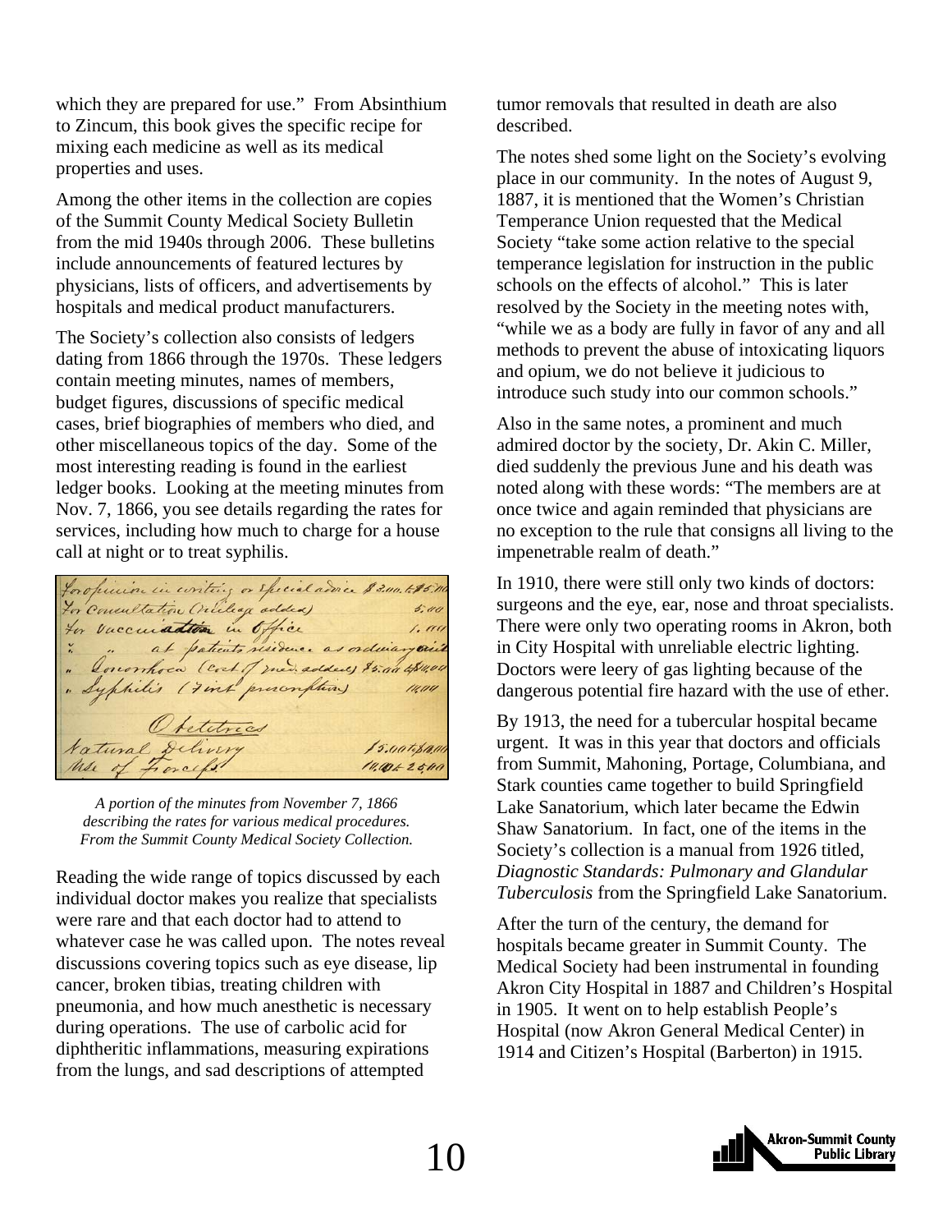which they are prepared for use." From Absinthium to Zincum, this book gives the specific recipe for mixing each medicine as well as its medical properties and uses.

Among the other items in the collection are copies of the Summit County Medical Society Bulletin from the mid 1940s through 2006. These bulletins include announcements of featured lectures by physicians, lists of officers, and advertisements by hospitals and medical product manufacturers.

The Society's collection also consists of ledgers dating from 1866 through the 1970s. These ledgers contain meeting minutes, names of members, budget figures, discussions of specific medical cases, brief biographies of members who died, and other miscellaneous topics of the day. Some of the most interesting reading is found in the earliest ledger books. Looking at the meeting minutes from Nov. 7, 1866, you see details regarding the rates for services, including how much to charge for a house call at night or to treat syphilis.

*A portion of the minutes from November 7, 1866 describing the rates for various medical procedures. From the Summit County Medical Society Collection.*

Reading the wide range of topics discussed by each individual doctor makes you realize that specialists were rare and that each doctor had to attend to whatever case he was called upon. The notes reveal discussions covering topics such as eye disease, lip cancer, broken tibias, treating children with pneumonia, and how much anesthetic is necessary during operations. The use of carbolic acid for diphtheritic inflammations, measuring expirations from the lungs, and sad descriptions of attempted tumor removals that resulted in death are also described.

The notes shed some light on the Society's evolving place in our community. In the notes of August 9, 1887, it is mentioned that the Women's Christian Temperance Union requested that the Medical Society "take some action relative to the special temperance legislation for instruction in the public schools on the effects of alcohol." This is later resolved by the Society in the meeting notes with, "while we as a body are fully in favor of any and all methods to prevent the abuse of intoxicating liquors and opium, we do not believe it judicious to introduce such study into our common schools."

Also in the same notes, a prominent and much admired doctor by the society, Dr. Akin C. Miller, died suddenly the previous June and his death was noted along with these words: "The members are at once twice and again reminded that physicians are no exception to the rule that consigns all living to the impenetrable realm of death."

In 1910, there were still only two kinds of doctors: surgeons and the eye, ear, nose and throat specialists. There were only two operating rooms in Akron, both in City Hospital with unreliable electric lighting. Doctors were leery of gas lighting because of the dangerous potential fire hazard with the use of ether.

By 1913, the need for a tubercular hospital became urgent. It was in this year that doctors and officials from Summit, Mahoning, Portage, Columbiana, and Stark counties came together to build Springfield Lake Sanatorium, which later became the Edwin Shaw Sanatorium. In fact, one of the items in the Society's collection is a manual from 1926 titled, *Diagnostic Standards: Pulmonary and Glandular Tuberculosis* from the Springfield Lake Sanatorium.

After the turn of the century, the demand for hospitals became greater in Summit County. The Medical Society had been instrumental in founding Akron City Hospital in 1887 and Children's Hospital in 1905. It went on to help establish People's Hospital (now Akron General Medical Center) in 1914 and Citizen's Hospital (Barberton) in 1915.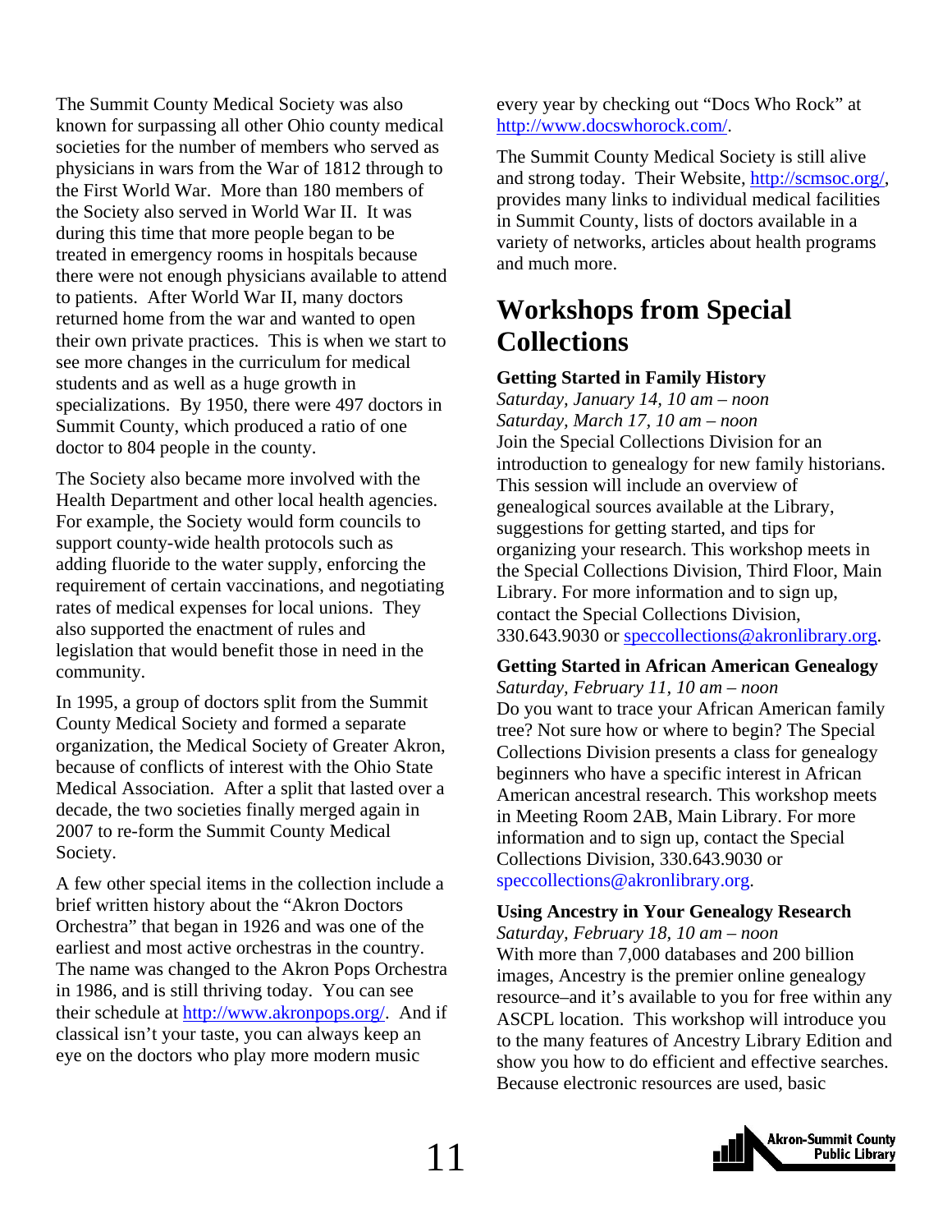The Summit County Medical Society was also known for surpassing all other Ohio county medical societies for the number of members who served as physicians in wars from the War of 1812 through to the First World War. More than 180 members of the Society also served in World War II. It was during this time that more people began to be treated in emergency rooms in hospitals because there were not enough physicians available to attend to patients. After World War II, many doctors returned home from the war and wanted to open their own private practices. This is when we start to see more changes in the curriculum for medical students and as well as a huge growth in specializations. By 1950, there were 497 doctors in Summit County, which produced a ratio of one doctor to 804 people in the county.

The Society also became more involved with the Health Department and other local health agencies. For example, the Society would form councils to support county-wide health protocols such as adding fluoride to the water supply, enforcing the requirement of certain vaccinations, and negotiating rates of medical expenses for local unions. They also supported the enactment of rules and legislation that would benefit those in need in the community.

In 1995, a group of doctors split from the Summit County Medical Society and formed a separate organization, the Medical Society of Greater Akron, because of conflicts of interest with the Ohio State Medical Association. After a split that lasted over a decade, the two societies finally merged again in 2007 to re-form the Summit County Medical Society.

A few other special items in the collection include a brief written history about the "Akron Doctors Orchestra" that began in 1926 and was one of the earliest and most active orchestras in the country. The name was changed to the Akron Pops Orchestra in 1986, and is still thriving today. You can see their schedule at http://www.akronpops.org/. And if classical isn't your taste, you can always keep an eye on the doctors who play more modern music every year by checking out "Docs Who Rock" at http://www.docswhorock.com/.

The Summit County Medical Society is still alive and strong today. Their Website, http://scmsoc.org/, provides many links to individual medical facilities in Summit County, lists of doctors available in a variety of networks, articles about health programs and much more.

## Workshops from Special Collections

**Getting Started in Family History**
*Saturday, January 14, 10 am – noon*
*Saturday, March 17, 10 am – noon*
Join the Special Collections Division for an introduction to genealogy for new family historians. This session will include an overview of genealogical sources available at the Library, suggestions for getting started, and tips for organizing your research. This workshop meets in the Special Collections Division, Third Floor, Main Library. For more information and to sign up, contact the Special Collections Division, 330.643.9030 or speccollections@akronlibrary.org.

**Getting Started in African American Genealogy**
*Saturday, February 11, 10 am – noon*
Do you want to trace your African American family tree? Not sure how or where to begin? The Special Collections Division presents a class for genealogy beginners who have a specific interest in African American ancestral research. This workshop meets in Meeting Room 2AB, Main Library. For more information and to sign up, contact the Special Collections Division, 330.643.9030 or speccollections@akronlibrary.org.

**Using Ancestry in Your Genealogy Research**
*Saturday, February 18, 10 am – noon*
With more than 7,000 databases and 200 billion images, Ancestry is the premier online genealogy resource–and it's available to you for free within any ASCPL location. This workshop will introduce you to the many features of Ancestry Library Edition and show you how to do efficient and effective searches. Because electronic resources are used, basic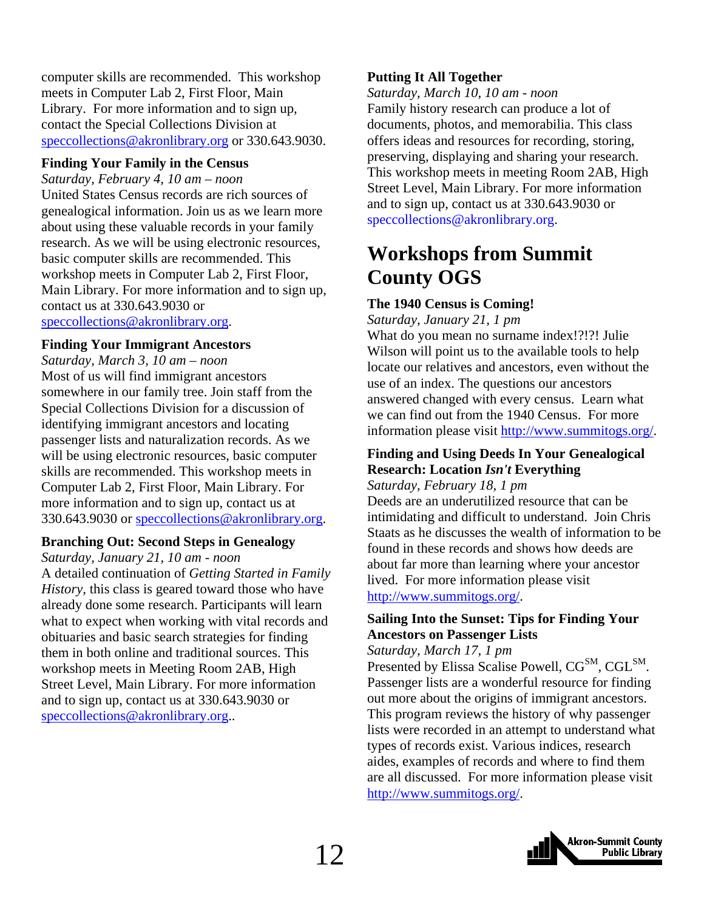computer skills are recommended. This workshop meets in Computer Lab 2, First Floor, Main Library. For more information and to sign up, contact the Special Collections Division at speccollections@akronlibrary.org or 330.643.9030.

**Finding Your Family in the Census**

*Saturday, February 4, 10 am – noon*

United States Census records are rich sources of genealogical information. Join us as we learn more about using these valuable records in your family research. As we will be using electronic resources, basic computer skills are recommended. This workshop meets in Computer Lab 2, First Floor, Main Library. For more information and to sign up, contact us at 330.643.9030 or speccollections@akronlibrary.org.

**Finding Your Immigrant Ancestors**

*Saturday, March 3, 10 am – noon*

Most of us will find immigrant ancestors somewhere in our family tree. Join staff from the Special Collections Division for a discussion of identifying immigrant ancestors and locating passenger lists and naturalization records. As we will be using electronic resources, basic computer skills are recommended. This workshop meets in Computer Lab 2, First Floor, Main Library. For more information and to sign up, contact us at 330.643.9030 or speccollections@akronlibrary.org.

**Branching Out: Second Steps in Genealogy**

*Saturday, January 21, 10 am - noon*

A detailed continuation of *Getting Started in Family History*, this class is geared toward those who have already done some research. Participants will learn what to expect when working with vital records and obituaries and basic search strategies for finding them in both online and traditional sources. This workshop meets in Meeting Room 2AB, High Street Level, Main Library. For more information and to sign up, contact us at 330.643.9030 or speccollections@akronlibrary.org..

**Putting It All Together**

*Saturday, March 10, 10 am - noon*

Family history research can produce a lot of documents, photos, and memorabilia. This class offers ideas and resources for recording, storing, preserving, displaying and sharing your research. This workshop meets in meeting Room 2AB, High Street Level, Main Library. For more information and to sign up, contact us at 330.643.9030 or speccollections@akronlibrary.org.

# Workshops from Summit County OGS

**The 1940 Census is Coming!**

*Saturday, January 21, 1 pm*

What do you mean no surname index!?!?! Julie Wilson will point us to the available tools to help locate our relatives and ancestors, even without the use of an index. The questions our ancestors answered changed with every census. Learn what we can find out from the 1940 Census. For more information please visit http://www.summitogs.org/.

**Finding and Using Deeds In Your Genealogical Research: Location *Isn't* Everything**

*Saturday, February 18, 1 pm*

Deeds are an underutilized resource that can be intimidating and difficult to understand. Join Chris Staats as he discusses the wealth of information to be found in these records and shows how deeds are about far more than learning where your ancestor lived. For more information please visit http://www.summitogs.org/.

**Sailing Into the Sunset: Tips for Finding Your Ancestors on Passenger Lists**

*Saturday, March 17, 1 pm*

Presented by Elissa Scalise Powell, CG℠, CGL℠. Passenger lists are a wonderful resource for finding out more about the origins of immigrant ancestors. This program reviews the history of why passenger lists were recorded in an attempt to understand what types of records exist. Various indices, research aides, examples of records and where to find them are all discussed. For more information please visit http://www.summitogs.org/.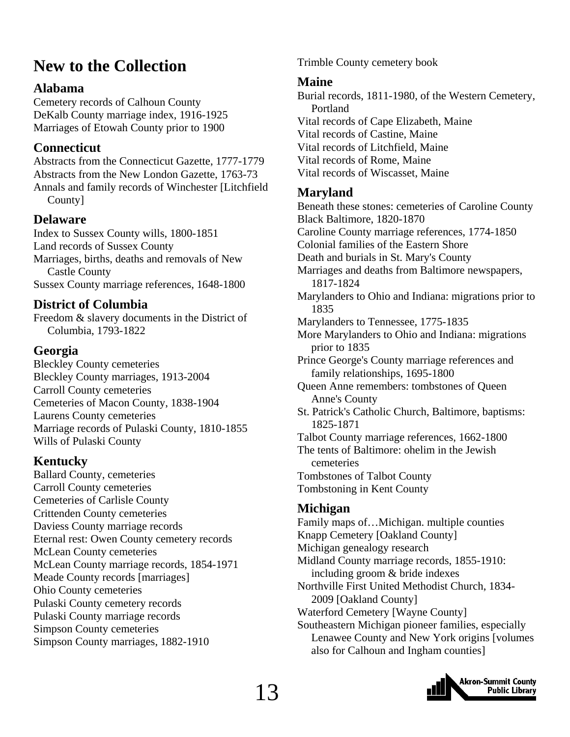# New to the Collection

## Alabama

Cemetery records of Calhoun County
DeKalb County marriage index, 1916-1925
Marriages of Etowah County prior to 1900

## Connecticut

Abstracts from the Connecticut Gazette, 1777-1779
Abstracts from the New London Gazette, 1763-73
Annals and family records of Winchester [Litchfield County]

## Delaware

Index to Sussex County wills, 1800-1851
Land records of Sussex County
Marriages, births, deaths and removals of New Castle County
Sussex County marriage references, 1648-1800

## District of Columbia

Freedom & slavery documents in the District of Columbia, 1793-1822

## Georgia

Bleckley County cemeteries
Bleckley County marriages, 1913-2004
Carroll County cemeteries
Cemeteries of Macon County, 1838-1904
Laurens County cemeteries
Marriage records of Pulaski County, 1810-1855
Wills of Pulaski County

## Kentucky

Ballard County, cemeteries
Carroll County cemeteries
Cemeteries of Carlisle County
Crittenden County cemeteries
Daviess County marriage records
Eternal rest: Owen County cemetery records
McLean County cemeteries
McLean County marriage records, 1854-1971
Meade County records [marriages]
Ohio County cemeteries
Pulaski County cemetery records
Pulaski County marriage records
Simpson County cemeteries
Simpson County marriages, 1882-1910
Trimble County cemetery book

## Maine

Burial records, 1811-1980, of the Western Cemetery, Portland
Vital records of Cape Elizabeth, Maine
Vital records of Castine, Maine
Vital records of Litchfield, Maine
Vital records of Rome, Maine
Vital records of Wiscasset, Maine

## Maryland

Beneath these stones: cemeteries of Caroline County
Black Baltimore, 1820-1870
Caroline County marriage references, 1774-1850
Colonial families of the Eastern Shore
Death and burials in St. Mary's County
Marriages and deaths from Baltimore newspapers, 1817-1824
Marylanders to Ohio and Indiana: migrations prior to 1835
Marylanders to Tennessee, 1775-1835
More Marylanders to Ohio and Indiana: migrations prior to 1835
Prince George's County marriage references and family relationships, 1695-1800
Queen Anne remembers: tombstones of Queen Anne's County
St. Patrick's Catholic Church, Baltimore, baptisms: 1825-1871
Talbot County marriage references, 1662-1800
The tents of Baltimore: ohelim in the Jewish cemeteries
Tombstones of Talbot County
Tombstoning in Kent County

## Michigan

Family maps of…Michigan. multiple counties
Knapp Cemetery [Oakland County]
Michigan genealogy research
Midland County marriage records, 1855-1910: including groom & bride indexes
Northville First United Methodist Church, 1834-2009 [Oakland County]
Waterford Cemetery [Wayne County]
Southeastern Michigan pioneer families, especially Lenawee County and New York origins [volumes also for Calhoun and Ingham counties]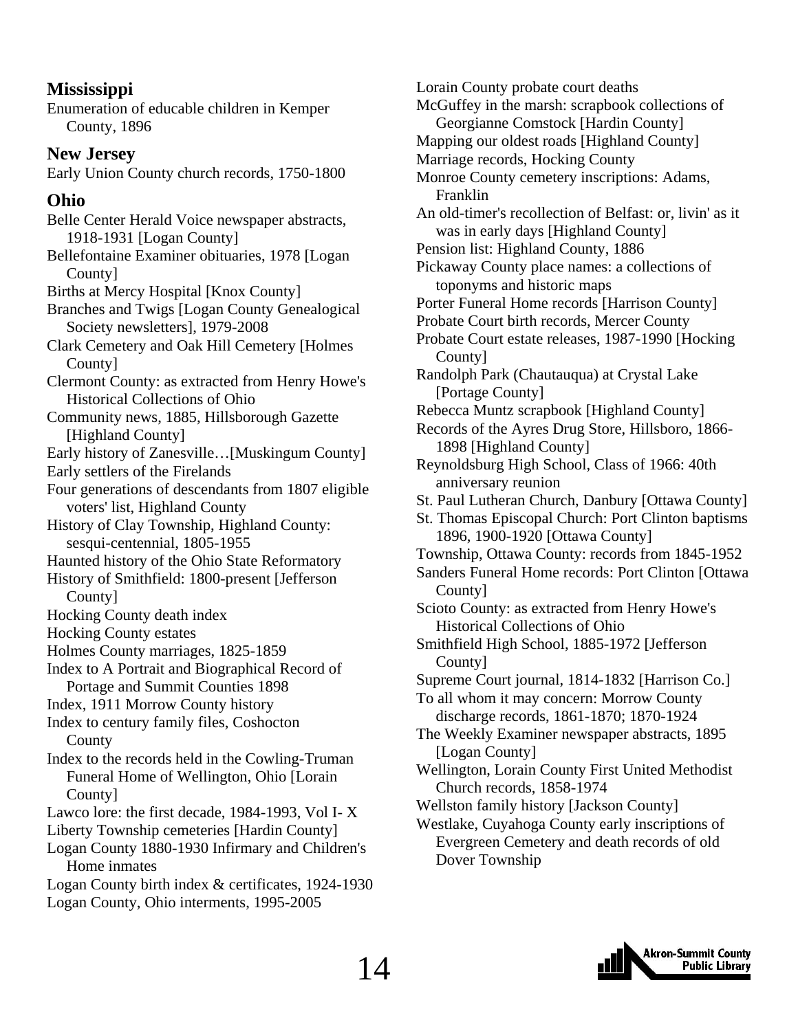## Mississippi

Enumeration of educable children in Kemper County, 1896

## New Jersey

Early Union County church records, 1750-1800

## Ohio

Belle Center Herald Voice newspaper abstracts, 1918-1931 [Logan County]

Bellefontaine Examiner obituaries, 1978 [Logan County]

Births at Mercy Hospital [Knox County]

Branches and Twigs [Logan County Genealogical Society newsletters], 1979-2008

Clark Cemetery and Oak Hill Cemetery [Holmes County]

Clermont County: as extracted from Henry Howe's Historical Collections of Ohio

Community news, 1885, Hillsborough Gazette [Highland County]

Early history of Zanesville…[Muskingum County]

Early settlers of the Firelands

Four generations of descendants from 1807 eligible voters' list, Highland County

History of Clay Township, Highland County: sesqui-centennial, 1805-1955

Haunted history of the Ohio State Reformatory

History of Smithfield: 1800-present [Jefferson County]

Hocking County death index

Hocking County estates

Holmes County marriages, 1825-1859

Index to A Portrait and Biographical Record of Portage and Summit Counties 1898

Index, 1911 Morrow County history

Index to century family files, Coshocton County

Index to the records held in the Cowling-Truman Funeral Home of Wellington, Ohio [Lorain County]

Lawco lore: the first decade, 1984-1993, Vol I- X

Liberty Township cemeteries [Hardin County]

Logan County 1880-1930 Infirmary and Children's Home inmates

Logan County birth index & certificates, 1924-1930

Logan County, Ohio interments, 1995-2005

Lorain County probate court deaths

McGuffey in the marsh: scrapbook collections of Georgianne Comstock [Hardin County]

Mapping our oldest roads [Highland County]

Marriage records, Hocking County

Monroe County cemetery inscriptions: Adams, Franklin

An old-timer's recollection of Belfast: or, livin' as it was in early days [Highland County]

Pension list: Highland County, 1886

Pickaway County place names: a collections of toponyms and historic maps

Porter Funeral Home records [Harrison County]

Probate Court birth records, Mercer County

Probate Court estate releases, 1987-1990 [Hocking County]

Randolph Park (Chautauqua) at Crystal Lake [Portage County]

Rebecca Muntz scrapbook [Highland County]

Records of the Ayres Drug Store, Hillsboro, 1866-1898 [Highland County]

Reynoldsburg High School, Class of 1966: 40th anniversary reunion

St. Paul Lutheran Church, Danbury [Ottawa County]

St. Thomas Episcopal Church: Port Clinton baptisms 1896, 1900-1920 [Ottawa County]

Township, Ottawa County: records from 1845-1952

Sanders Funeral Home records: Port Clinton [Ottawa County]

Scioto County: as extracted from Henry Howe's Historical Collections of Ohio

Smithfield High School, 1885-1972 [Jefferson County]

Supreme Court journal, 1814-1832 [Harrison Co.]

To all whom it may concern: Morrow County discharge records, 1861-1870; 1870-1924

The Weekly Examiner newspaper abstracts, 1895 [Logan County]

Wellington, Lorain County First United Methodist Church records, 1858-1974

Wellston family history [Jackson County]

Westlake, Cuyahoga County early inscriptions of Evergreen Cemetery and death records of old Dover Township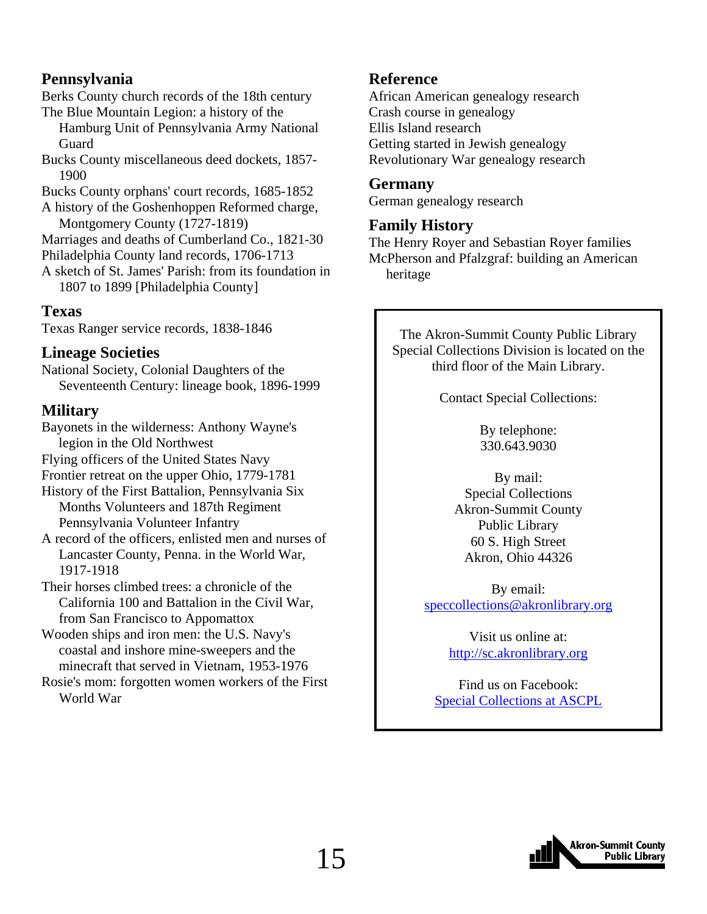## Pennsylvania

Berks County church records of the 18th century
The Blue Mountain Legion: a history of the Hamburg Unit of Pennsylvania Army National Guard
Bucks County miscellaneous deed dockets, 1857-1900
Bucks County orphans' court records, 1685-1852
A history of the Goshenhoppen Reformed charge, Montgomery County (1727-1819)
Marriages and deaths of Cumberland Co., 1821-30
Philadelphia County land records, 1706-1713
A sketch of St. James' Parish: from its foundation in 1807 to 1899 [Philadelphia County]

## Texas

Texas Ranger service records, 1838-1846

## Lineage Societies

National Society, Colonial Daughters of the Seventeenth Century: lineage book, 1896-1999

## Military

Bayonets in the wilderness: Anthony Wayne's legion in the Old Northwest
Flying officers of the United States Navy
Frontier retreat on the upper Ohio, 1779-1781
History of the First Battalion, Pennsylvania Six Months Volunteers and 187th Regiment Pennsylvania Volunteer Infantry
A record of the officers, enlisted men and nurses of Lancaster County, Penna. in the World War, 1917-1918
Their horses climbed trees: a chronicle of the California 100 and Battalion in the Civil War, from San Francisco to Appomattox
Wooden ships and iron men: the U.S. Navy's coastal and inshore mine-sweepers and the minecraft that served in Vietnam, 1953-1976
Rosie's mom: forgotten women workers of the First World War

## Reference

African American genealogy research
Crash course in genealogy
Ellis Island research
Getting started in Jewish genealogy
Revolutionary War genealogy research

## Germany

German genealogy research

## Family History

The Henry Royer and Sebastian Royer families
McPherson and Pfalzgraf: building an American heritage

---

The Akron-Summit County Public Library Special Collections Division is located on the third floor of the Main Library.

Contact Special Collections:

By telephone:
330.643.9030

By mail:
Special Collections
Akron-Summit County
Public Library
60 S. High Street
Akron, Ohio 44326

By email:
speccollections@akronlibrary.org

Visit us online at:
http://sc.akronlibrary.org

Find us on Facebook:
Special Collections at ASCPL

---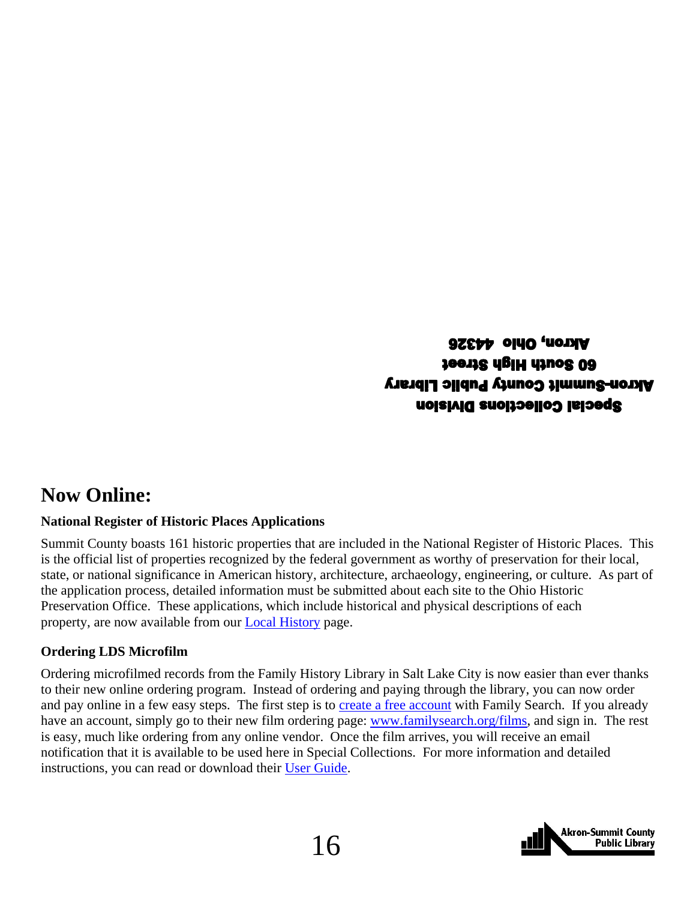Special Collections Division
Akron-Summit County Public Library
60 South High Street
Akron, Ohio 44326

## Now Online:

**National Register of Historic Places Applications**

Summit County boasts 161 historic properties that are included in the National Register of Historic Places. This is the official list of properties recognized by the federal government as worthy of preservation for their local, state, or national significance in American history, architecture, archaeology, engineering, or culture. As part of the application process, detailed information must be submitted about each site to the Ohio Historic Preservation Office. These applications, which include historical and physical descriptions of each property, are now available from our Local History page.

**Ordering LDS Microfilm**

Ordering microfilmed records from the Family History Library in Salt Lake City is now easier than ever thanks to their new online ordering program. Instead of ordering and paying through the library, you can now order and pay online in a few easy steps. The first step is to create a free account with Family Search. If you already have an account, simply go to their new film ordering page: www.familysearch.org/films, and sign in. The rest is easy, much like ordering from any online vendor. Once the film arrives, you will receive an email notification that it is available to be used here in Special Collections. For more information and detailed instructions, you can read or download their User Guide.

Akron-Summit County Public Library